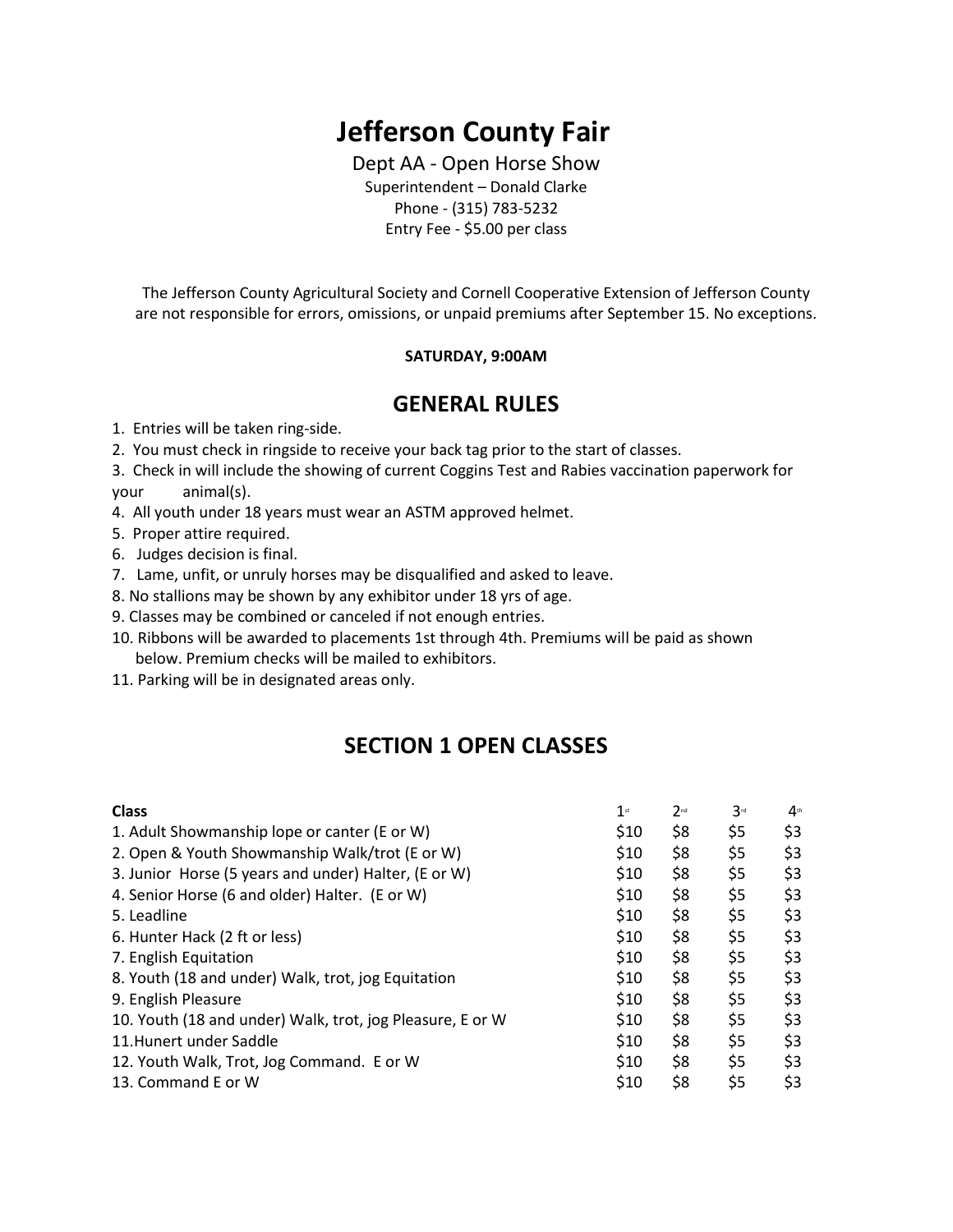# Jefferson County Fair

Dept AA - Open Horse Show
Superintendent – Donald Clarke
Phone - (315) 783-5232
Entry Fee - $5.00 per class

The Jefferson County Agricultural Society and Cornell Cooperative Extension of Jefferson County are not responsible for errors, omissions, or unpaid premiums after September 15. No exceptions.

**SATURDAY, 9:00AM**

## GENERAL RULES

1. Entries will be taken ring-side.
2. You must check in ringside to receive your back tag prior to the start of classes.
3. Check in will include the showing of current Coggins Test and Rabies vaccination paperwork for your animal(s).
4. All youth under 18 years must wear an ASTM approved helmet.
5. Proper attire required.
6. Judges decision is final.
7. Lame, unfit, or unruly horses may be disqualified and asked to leave.
8. No stallions may be shown by any exhibitor under 18 yrs of age.
9. Classes may be combined or canceled if not enough entries.
10. Ribbons will be awarded to placements 1st through 4th. Premiums will be paid as shown below. Premium checks will be mailed to exhibitors.
11. Parking will be in designated areas only.

## SECTION 1 OPEN CLASSES

| Class | 1st | 2nd | 3rd | 4th |
|---|---|---|---|---|
| 1. Adult Showmanship lope or canter (E or W) | $10 | $8 | $5 | $3 |
| 2. Open & Youth Showmanship Walk/trot (E or W) | $10 | $8 | $5 | $3 |
| 3. Junior Horse (5 years and under) Halter, (E or W) | $10 | $8 | $5 | $3 |
| 4. Senior Horse (6 and older) Halter. (E or W) | $10 | $8 | $5 | $3 |
| 5. Leadline | $10 | $8 | $5 | $3 |
| 6. Hunter Hack (2 ft or less) | $10 | $8 | $5 | $3 |
| 7. English Equitation | $10 | $8 | $5 | $3 |
| 8. Youth (18 and under) Walk, trot, jog Equitation | $10 | $8 | $5 | $3 |
| 9. English Pleasure | $10 | $8 | $5 | $3 |
| 10. Youth (18 and under) Walk, trot, jog Pleasure, E or W | $10 | $8 | $5 | $3 |
| 11.Hunert under Saddle | $10 | $8 | $5 | $3 |
| 12. Youth Walk, Trot, Jog Command. E or W | $10 | $8 | $5 | $3 |
| 13. Command E or W | $10 | $8 | $5 | $3 |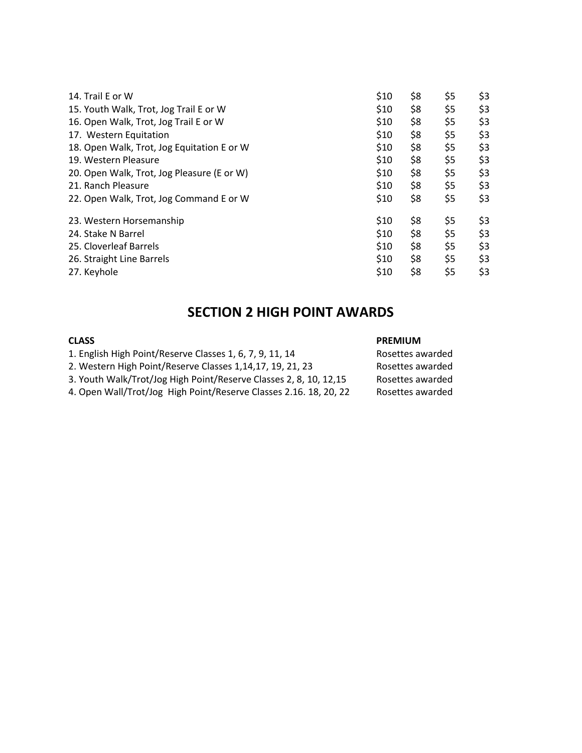| | | | | |
|---|---|---|---|---|
| 14. Trail E or W | $10 | $8 | $5 | $3 |
| 15. Youth Walk, Trot, Jog Trail E or W | $10 | $8 | $5 | $3 |
| 16. Open Walk, Trot, Jog Trail E or W | $10 | $8 | $5 | $3 |
| 17. Western Equitation | $10 | $8 | $5 | $3 |
| 18. Open Walk, Trot, Jog Equitation E or W | $10 | $8 | $5 | $3 |
| 19. Western Pleasure | $10 | $8 | $5 | $3 |
| 20. Open Walk, Trot, Jog Pleasure (E or W) | $10 | $8 | $5 | $3 |
| 21. Ranch Pleasure | $10 | $8 | $5 | $3 |
| 22. Open Walk, Trot, Jog Command E or W | $10 | $8 | $5 | $3 |
| 23. Western Horsemanship | $10 | $8 | $5 | $3 |
| 24. Stake N Barrel | $10 | $8 | $5 | $3 |
| 25. Cloverleaf Barrels | $10 | $8 | $5 | $3 |
| 26. Straight Line Barrels | $10 | $8 | $5 | $3 |
| 27. Keyhole | $10 | $8 | $5 | $3 |

## SECTION 2 HIGH POINT AWARDS

| CLASS | PREMIUM |
|---|---|
| 1. English High Point/Reserve Classes 1, 6, 7, 9, 11, 14 | Rosettes awarded |
| 2. Western High Point/Reserve Classes 1,14,17, 19, 21, 23 | Rosettes awarded |
| 3. Youth Walk/Trot/Jog High Point/Reserve Classes 2, 8, 10, 12,15 | Rosettes awarded |
| 4. Open Wall/Trot/Jog High Point/Reserve Classes 2.16. 18, 20, 22 | Rosettes awarded |